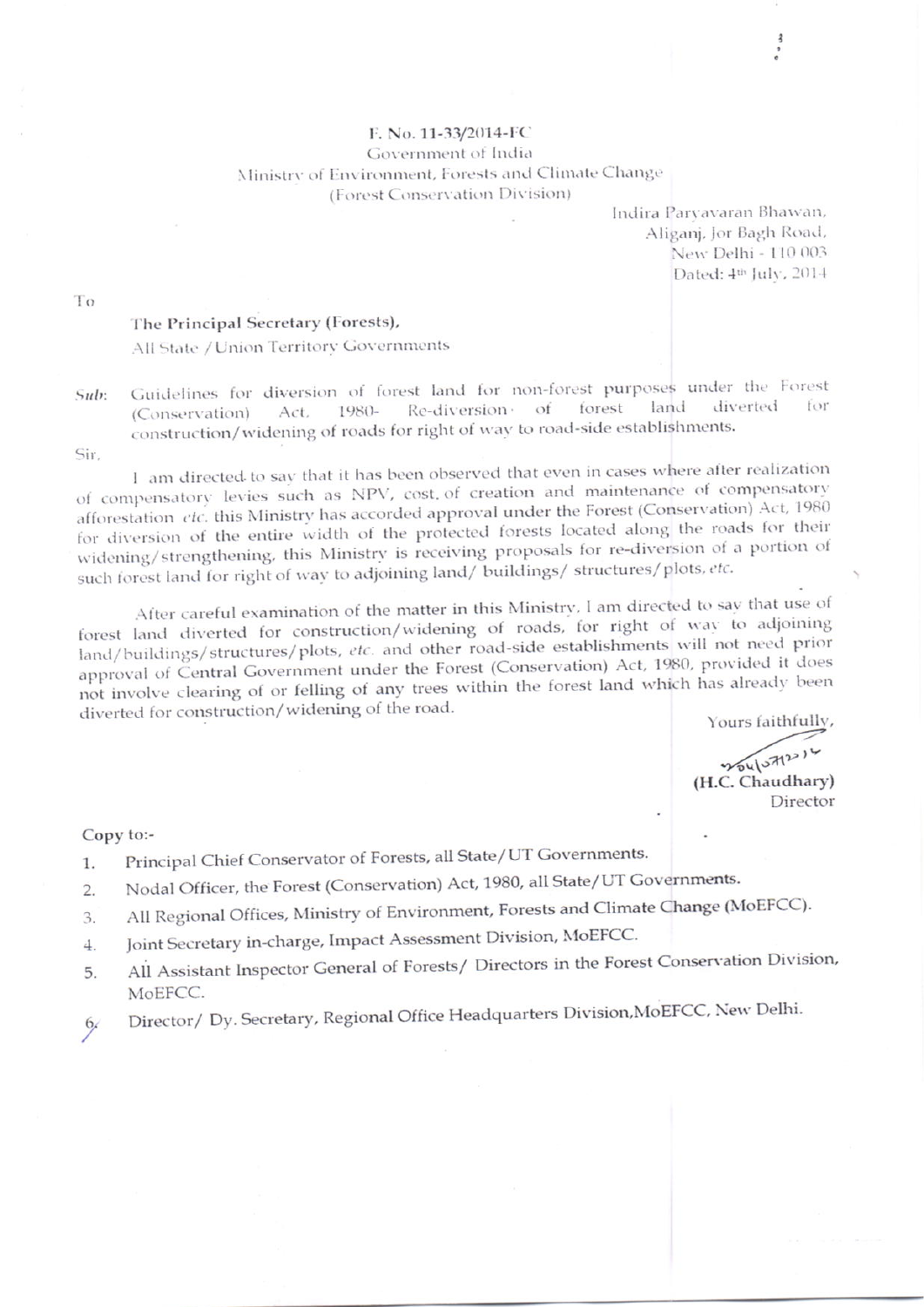F. No. 11-33/2014-FC
Government of India
Ministry of Environment, Forests and Climate Change
(Forest Conservation Division)

Indira Paryavaran Bhawan,
Aliganj, Jor Bagh Road,
New Delhi - 110 003
Dated: 4th July, 2014

To

**The Principal Secretary (Forests),**
All State / Union Territory Governments

*Sub*: Guidelines for diversion of forest land for non-forest purposes under the Forest (Conservation) Act, 1980- Re-diversion of forest land diverted for construction/widening of roads for right of way to road-side establishments.

Sir,

I am directed to say that it has been observed that even in cases where after realization of compensatory levies such as NPV, cost of creation and maintenance of compensatory afforestation *etc.* this Ministry has accorded approval under the Forest (Conservation) Act, 1980 for diversion of the entire width of the protected forests located along the roads for their widening/strengthening, this Ministry is receiving proposals for re-diversion of a portion of such forest land for right of way to adjoining land/ buildings/ structures/plots, *etc.*

After careful examination of the matter in this Ministry, I am directed to say that use of forest land diverted for construction/widening of roads, for right of way to adjoining land/buildings/structures/plots, *etc.* and other road-side establishments will not need prior approval of Central Government under the Forest (Conservation) Act, 1980, provided it does not involve clearing of or felling of any trees within the forest land which has already been diverted for construction/widening of the road.

Yours faithfully,

**(H.C. Chaudhary)**
Director

Copy to:-

1. Principal Chief Conservator of Forests, all State/UT Governments.
2. Nodal Officer, the Forest (Conservation) Act, 1980, all State/UT Governments.
3. All Regional Offices, Ministry of Environment, Forests and Climate Change (MoEFCC).
4. Joint Secretary in-charge, Impact Assessment Division, MoEFCC.
5. All Assistant Inspector General of Forests/ Directors in the Forest Conservation Division, MoEFCC.
6. Director/ Dy. Secretary, Regional Office Headquarters Division, MoEFCC, New Delhi.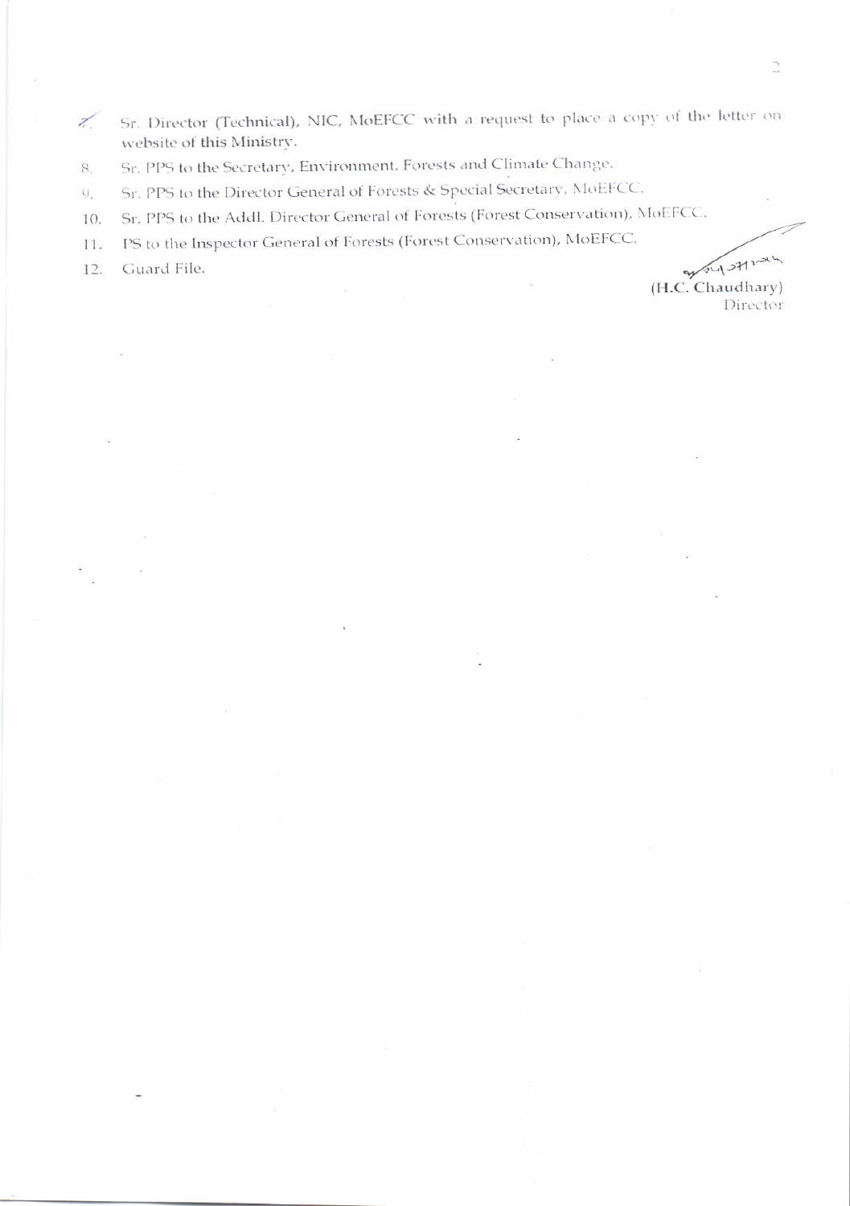7. Sr. Director (Technical), NIC, MoEFCC with a request to place a copy of the letter on website of this Ministry.
8. Sr. PPS to the Secretary, Environment, Forests and Climate Change.
9. Sr. PPS to the Director General of Forests & Special Secretary, MoEFCC.
10. Sr. PPS to the Addl. Director General of Forests (Forest Conservation), MoEFCC.
11. PS to the Inspector General of Forests (Forest Conservation), MoEFCC.
12. Guard File.

(H.C. Chaudhary)
Director